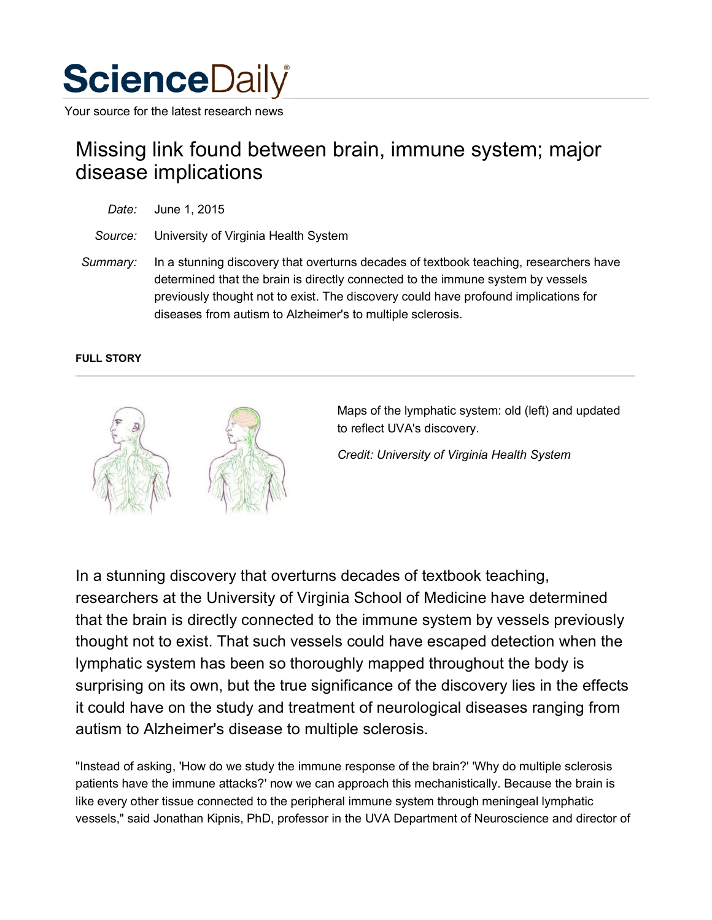# ScienceDaily

Your source for the latest research news

## Missing link found between brain, immune system; major disease implications

*Date:* June 1, 2015

*Source:* University of Virginia Health System

*Summary:* In a stunning discovery that overturns decades of textbook teaching, researchers have determined that the brain is directly connected to the immune system by vessels previously thought not to exist. The discovery could have profound implications for diseases from autism to Alzheimer's to multiple sclerosis.

**FULL STORY**

Maps of the lymphatic system: old (left) and updated to reflect UVA's discovery.

*Credit: University of Virginia Health System*

In a stunning discovery that overturns decades of textbook teaching, researchers at the University of Virginia School of Medicine have determined that the brain is directly connected to the immune system by vessels previously thought not to exist. That such vessels could have escaped detection when the lymphatic system has been so thoroughly mapped throughout the body is surprising on its own, but the true significance of the discovery lies in the effects it could have on the study and treatment of neurological diseases ranging from autism to Alzheimer's disease to multiple sclerosis.

"Instead of asking, 'How do we study the immune response of the brain?' 'Why do multiple sclerosis patients have the immune attacks?' now we can approach this mechanistically. Because the brain is like every other tissue connected to the peripheral immune system through meningeal lymphatic vessels," said Jonathan Kipnis, PhD, professor in the UVA Department of Neuroscience and director of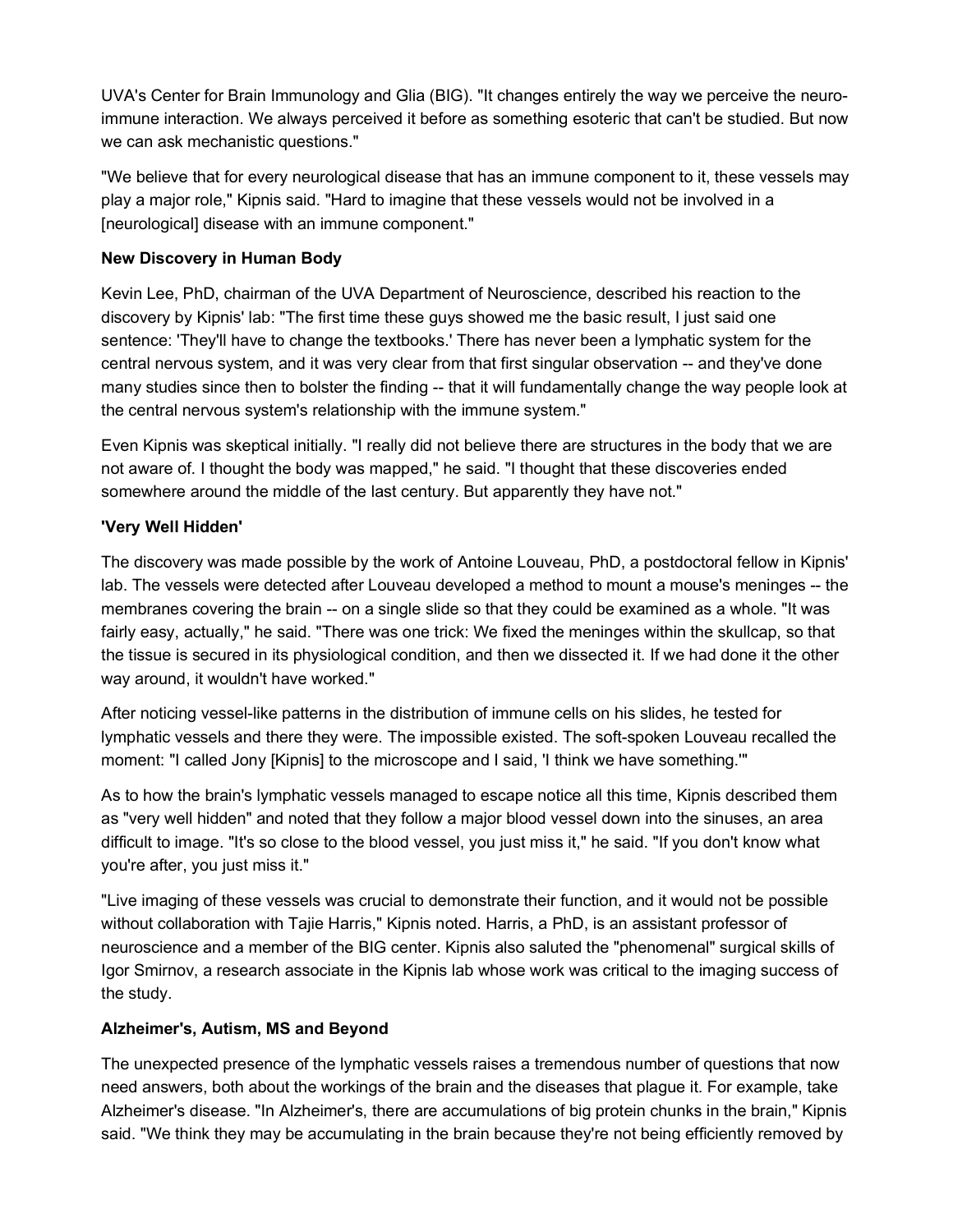UVA's Center for Brain Immunology and Glia (BIG). "It changes entirely the way we perceive the neuro-immune interaction. We always perceived it before as something esoteric that can't be studied. But now we can ask mechanistic questions."

"We believe that for every neurological disease that has an immune component to it, these vessels may play a major role," Kipnis said. "Hard to imagine that these vessels would not be involved in a [neurological] disease with an immune component."

**New Discovery in Human Body**

Kevin Lee, PhD, chairman of the UVA Department of Neuroscience, described his reaction to the discovery by Kipnis' lab: "The first time these guys showed me the basic result, I just said one sentence: 'They'll have to change the textbooks.' There has never been a lymphatic system for the central nervous system, and it was very clear from that first singular observation -- and they've done many studies since then to bolster the finding -- that it will fundamentally change the way people look at the central nervous system's relationship with the immune system."

Even Kipnis was skeptical initially. "I really did not believe there are structures in the body that we are not aware of. I thought the body was mapped," he said. "I thought that these discoveries ended somewhere around the middle of the last century. But apparently they have not."

**'Very Well Hidden'**

The discovery was made possible by the work of Antoine Louveau, PhD, a postdoctoral fellow in Kipnis' lab. The vessels were detected after Louveau developed a method to mount a mouse's meninges -- the membranes covering the brain -- on a single slide so that they could be examined as a whole. "It was fairly easy, actually," he said. "There was one trick: We fixed the meninges within the skullcap, so that the tissue is secured in its physiological condition, and then we dissected it. If we had done it the other way around, it wouldn't have worked."

After noticing vessel-like patterns in the distribution of immune cells on his slides, he tested for lymphatic vessels and there they were. The impossible existed. The soft-spoken Louveau recalled the moment: "I called Jony [Kipnis] to the microscope and I said, 'I think we have something.'"

As to how the brain's lymphatic vessels managed to escape notice all this time, Kipnis described them as "very well hidden" and noted that they follow a major blood vessel down into the sinuses, an area difficult to image. "It's so close to the blood vessel, you just miss it," he said. "If you don't know what you're after, you just miss it."

"Live imaging of these vessels was crucial to demonstrate their function, and it would not be possible without collaboration with Tajie Harris," Kipnis noted. Harris, a PhD, is an assistant professor of neuroscience and a member of the BIG center. Kipnis also saluted the "phenomenal" surgical skills of Igor Smirnov, a research associate in the Kipnis lab whose work was critical to the imaging success of the study.

**Alzheimer's, Autism, MS and Beyond**

The unexpected presence of the lymphatic vessels raises a tremendous number of questions that now need answers, both about the workings of the brain and the diseases that plague it. For example, take Alzheimer's disease. "In Alzheimer's, there are accumulations of big protein chunks in the brain," Kipnis said. "We think they may be accumulating in the brain because they're not being efficiently removed by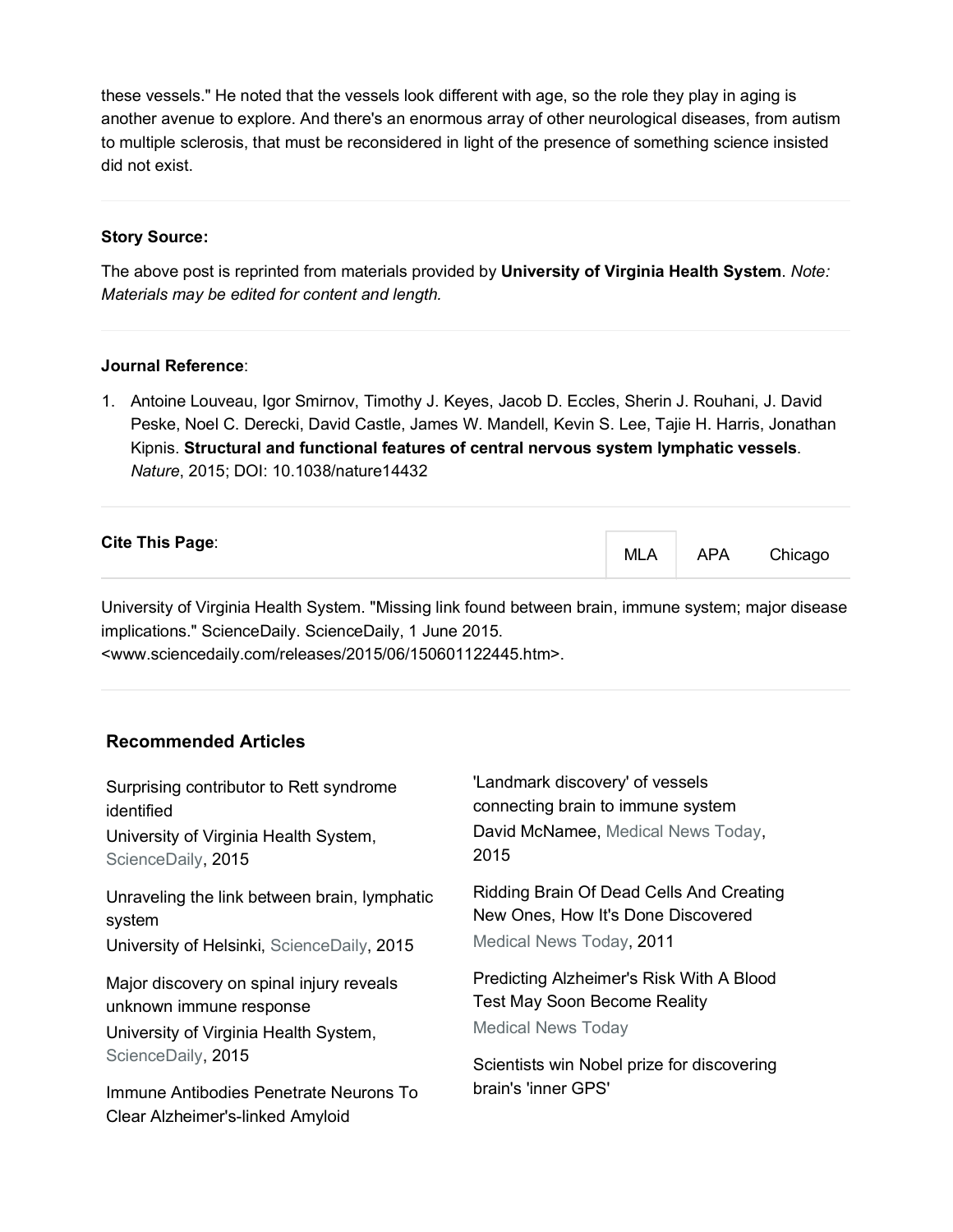these vessels." He noted that the vessels look different with age, so the role they play in aging is another avenue to explore. And there's an enormous array of other neurological diseases, from autism to multiple sclerosis, that must be reconsidered in light of the presence of something science insisted did not exist.

---

**Story Source:**

The above post is reprinted from materials provided by **University of Virginia Health System**. *Note: Materials may be edited for content and length.*

---

**Journal Reference**:

1. Antoine Louveau, Igor Smirnov, Timothy J. Keyes, Jacob D. Eccles, Sherin J. Rouhani, J. David Peske, Noel C. Derecki, David Castle, James W. Mandell, Kevin S. Lee, Tajie H. Harris, Jonathan Kipnis. **Structural and functional features of central nervous system lymphatic vessels**. *Nature*, 2015; DOI: 10.1038/nature14432

---

**Cite This Page**:

MLA | APA | Chicago

University of Virginia Health System. "Missing link found between brain, immune system; major disease implications." ScienceDaily. ScienceDaily, 1 June 2015. <www.sciencedaily.com/releases/2015/06/150601122445.htm>.

---

### Recommended Articles

Surprising contributor to Rett syndrome identified
University of Virginia Health System, ScienceDaily, 2015

Unraveling the link between brain, lymphatic system
University of Helsinki, ScienceDaily, 2015

Major discovery on spinal injury reveals unknown immune response
University of Virginia Health System, ScienceDaily, 2015

Immune Antibodies Penetrate Neurons To Clear Alzheimer's-linked Amyloid

'Landmark discovery' of vessels connecting brain to immune system
David McNamee, Medical News Today, 2015

Ridding Brain Of Dead Cells And Creating New Ones, How It's Done Discovered
Medical News Today, 2011

Predicting Alzheimer's Risk With A Blood Test May Soon Become Reality
Medical News Today

Scientists win Nobel prize for discovering brain's 'inner GPS'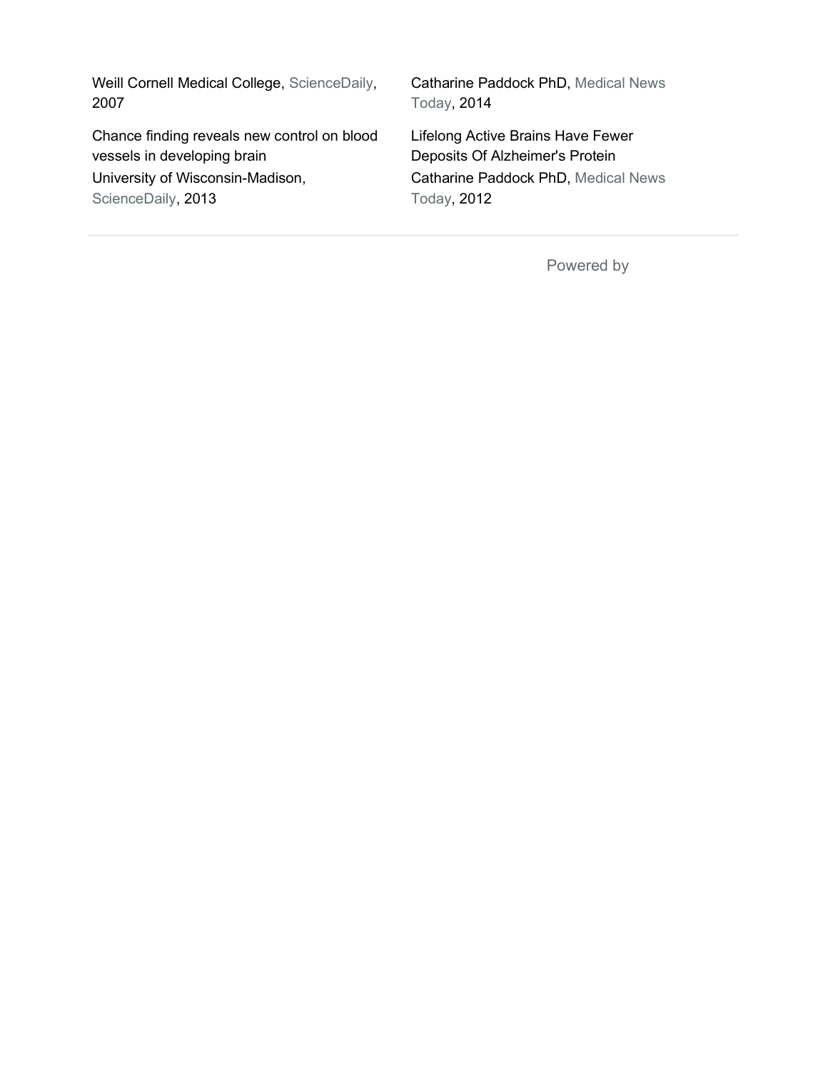Weill Cornell Medical College, ScienceDaily, 2007

Chance finding reveals new control on blood vessels in developing brain
University of Wisconsin-Madison, ScienceDaily, 2013

Catharine Paddock PhD, Medical News Today, 2014

Lifelong Active Brains Have Fewer Deposits Of Alzheimer's Protein
Catharine Paddock PhD, Medical News Today, 2012

---

Powered by